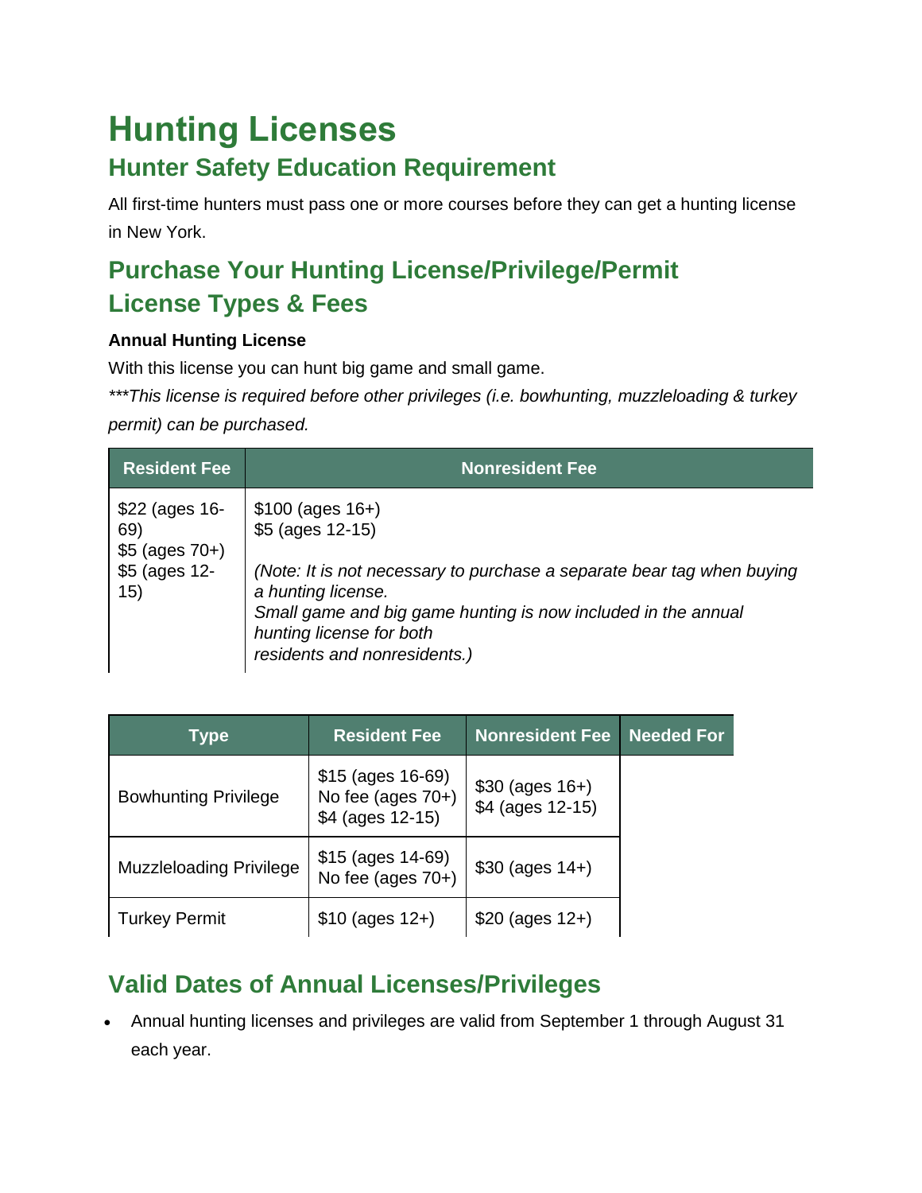# Hunting Licenses

## Hunter Safety Education Requirement

All first-time hunters must pass one or more courses before they can get a hunting license in New York.

## Purchase Your Hunting License/Privilege/Permit

## License Types & Fees

**Annual Hunting License**

With this license you can hunt big game and small game.

*\*\*\*This license is required before other privileges (i.e. bowhunting, muzzleloading & turkey permit) can be purchased.*

| Resident Fee | Nonresident Fee |
|---|---|
| $22 (ages 16-69)<br>$5 (ages 70+)<br>$5 (ages 12-15) | $100 (ages 16+)<br>$5 (ages 12-15)<br><br>*(Note: It is not necessary to purchase a separate bear tag when buying a hunting license.<br>Small game and big game hunting is now included in the annual hunting license for both residents and nonresidents.)* |

| Type | Resident Fee | Nonresident Fee | Needed For |
|---|---|---|---|
| Bowhunting Privilege | $15 (ages 16-69)<br>No fee (ages 70+)<br>$4 (ages 12-15) | $30 (ages 16+)<br>$4 (ages 12-15) | |
| Muzzleloading Privilege | $15 (ages 14-69)<br>No fee (ages 70+) | $30 (ages 14+) | |
| Turkey Permit | $10 (ages 12+) | $20 (ages 12+) | |

## Valid Dates of Annual Licenses/Privileges

- Annual hunting licenses and privileges are valid from September 1 through August 31 each year.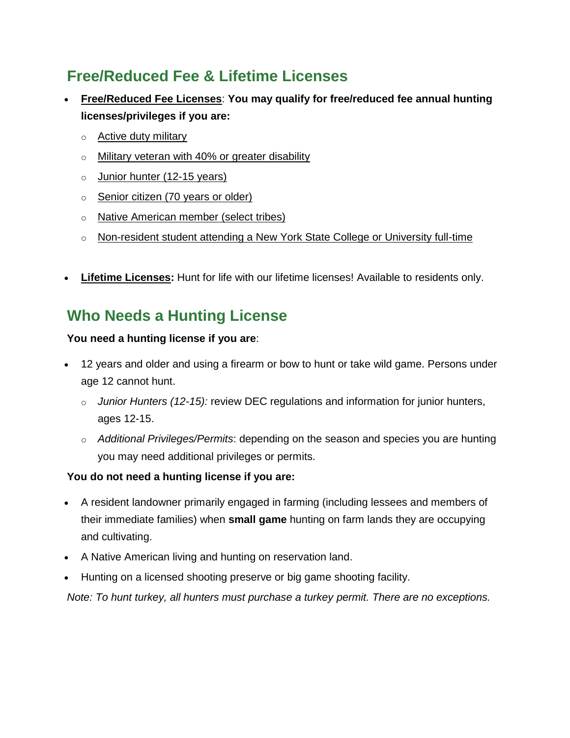## Free/Reduced Fee & Lifetime Licenses

- **Free/Reduced Fee Licenses**: **You may qualify for free/reduced fee annual hunting licenses/privileges if you are:**
  - Active duty military
  - Military veteran with 40% or greater disability
  - Junior hunter (12-15 years)
  - Senior citizen (70 years or older)
  - Native American member (select tribes)
  - Non-resident student attending a New York State College or University full-time

- **Lifetime Licenses:** Hunt for life with our lifetime licenses! Available to residents only.

## Who Needs a Hunting License

**You need a hunting license if you are**:

- 12 years and older and using a firearm or bow to hunt or take wild game. Persons under age 12 cannot hunt.
  - *Junior Hunters (12-15):* review DEC regulations and information for junior hunters, ages 12-15.
  - *Additional Privileges/Permits*: depending on the season and species you are hunting you may need additional privileges or permits.

**You do not need a hunting license if you are:**

- A resident landowner primarily engaged in farming (including lessees and members of their immediate families) when **small game** hunting on farm lands they are occupying and cultivating.
- A Native American living and hunting on reservation land.
- Hunting on a licensed shooting preserve or big game shooting facility.

*Note: To hunt turkey, all hunters must purchase a turkey permit. There are no exceptions.*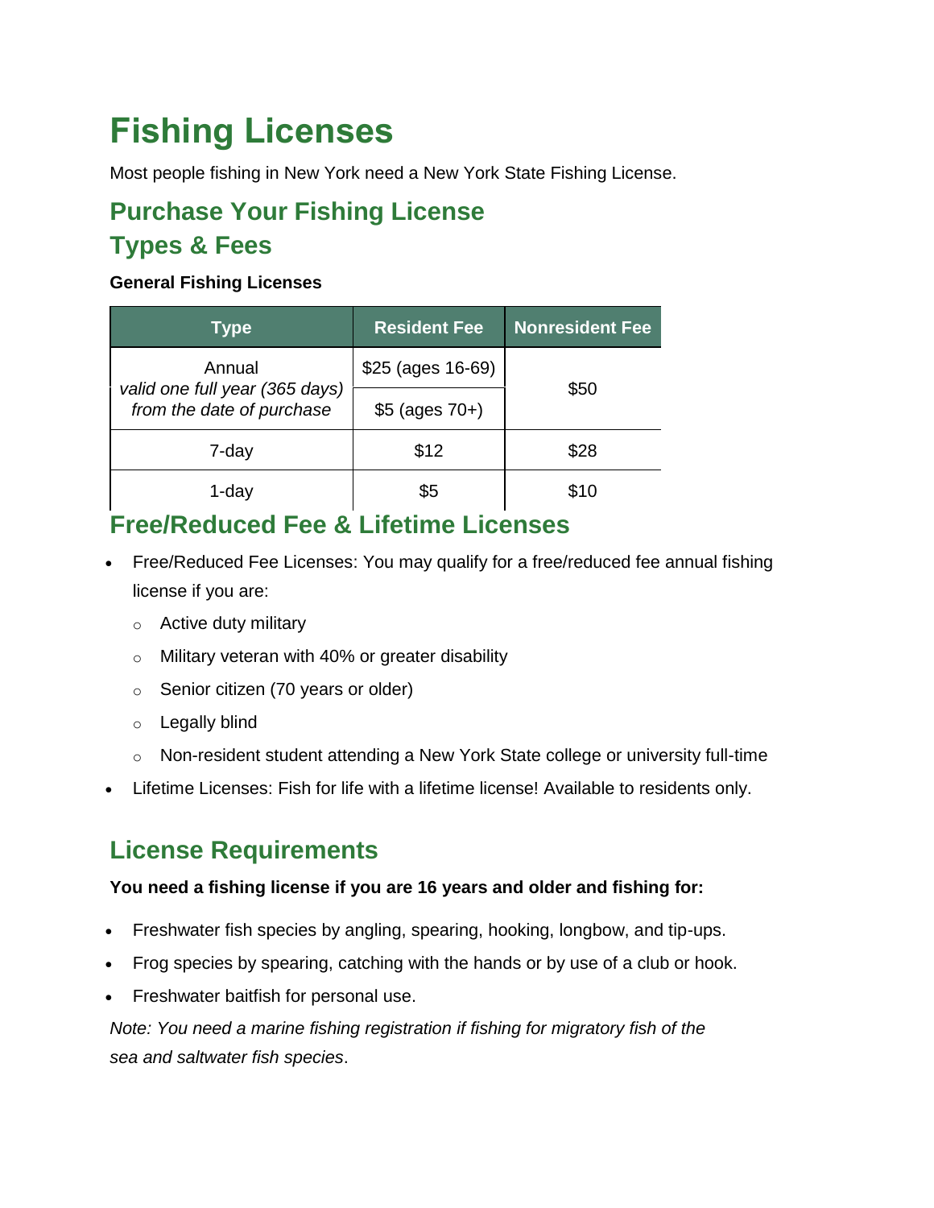# Fishing Licenses

Most people fishing in New York need a New York State Fishing License.

## Purchase Your Fishing License

## Types & Fees

**General Fishing Licenses**

| Type | Resident Fee | Nonresident Fee |
|---|---|---|
| Annual *valid one full year (365 days) from the date of purchase* | $25 (ages 16-69) | $50 |
| | $5 (ages 70+) | |
| 7-day | $12 | $28 |
| 1-day | $5 | $10 |

## Free/Reduced Fee & Lifetime Licenses

- Free/Reduced Fee Licenses: You may qualify for a free/reduced fee annual fishing license if you are:
  - Active duty military
  - Military veteran with 40% or greater disability
  - Senior citizen (70 years or older)
  - Legally blind
  - Non-resident student attending a New York State college or university full-time
- Lifetime Licenses: Fish for life with a lifetime license! Available to residents only.

## License Requirements

**You need a fishing license if you are 16 years and older and fishing for:**

- Freshwater fish species by angling, spearing, hooking, longbow, and tip-ups.
- Frog species by spearing, catching with the hands or by use of a club or hook.
- Freshwater baitfish for personal use.

*Note: You need a marine fishing registration if fishing for migratory fish of the sea and saltwater fish species*.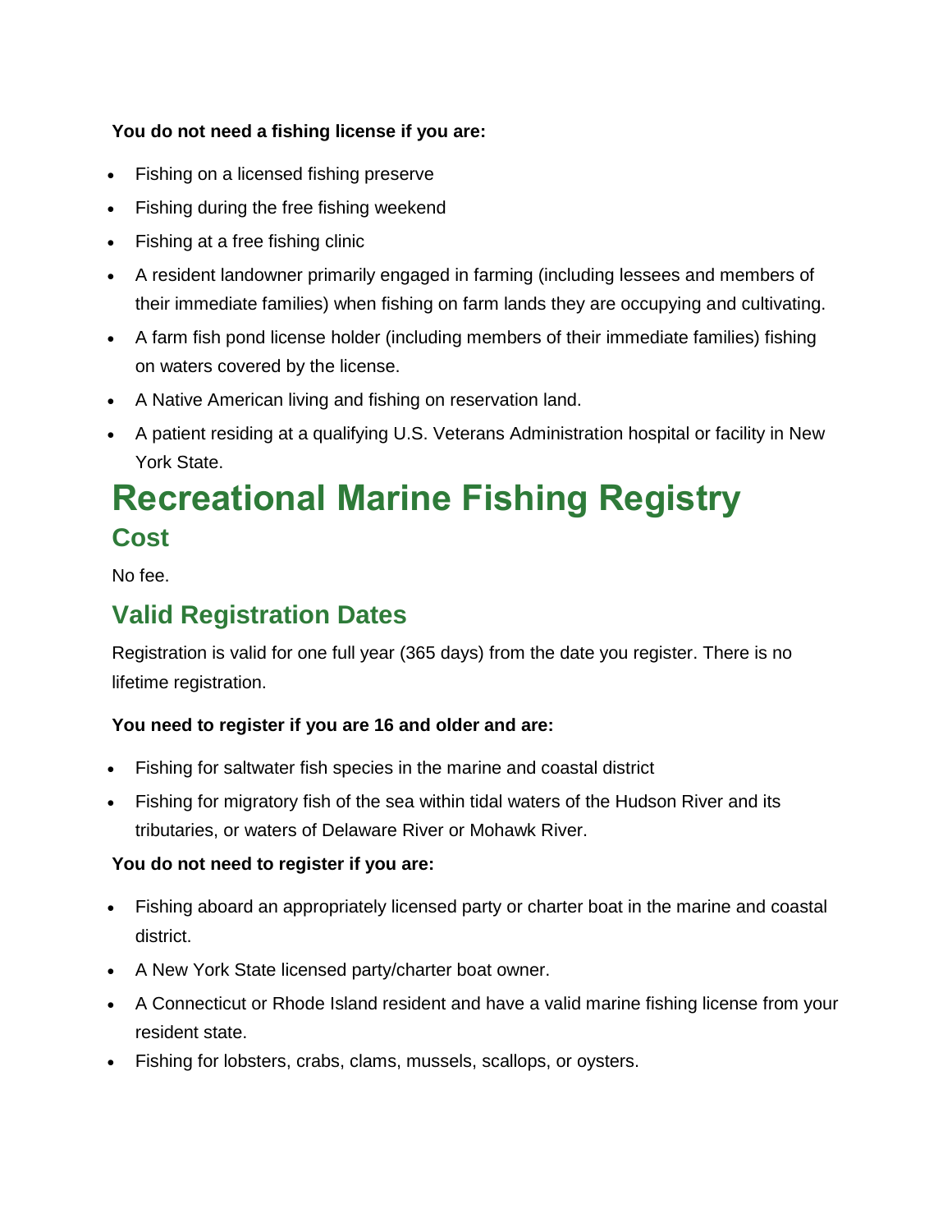**You do not need a fishing license if you are:**

- Fishing on a licensed fishing preserve
- Fishing during the free fishing weekend
- Fishing at a free fishing clinic
- A resident landowner primarily engaged in farming (including lessees and members of their immediate families) when fishing on farm lands they are occupying and cultivating.
- A farm fish pond license holder (including members of their immediate families) fishing on waters covered by the license.
- A Native American living and fishing on reservation land.
- A patient residing at a qualifying U.S. Veterans Administration hospital or facility in New York State.

# Recreational Marine Fishing Registry

## Cost

No fee.

## Valid Registration Dates

Registration is valid for one full year (365 days) from the date you register. There is no lifetime registration.

**You need to register if you are 16 and older and are:**

- Fishing for saltwater fish species in the marine and coastal district
- Fishing for migratory fish of the sea within tidal waters of the Hudson River and its tributaries, or waters of Delaware River or Mohawk River.

**You do not need to register if you are:**

- Fishing aboard an appropriately licensed party or charter boat in the marine and coastal district.
- A New York State licensed party/charter boat owner.
- A Connecticut or Rhode Island resident and have a valid marine fishing license from your resident state.
- Fishing for lobsters, crabs, clams, mussels, scallops, or oysters.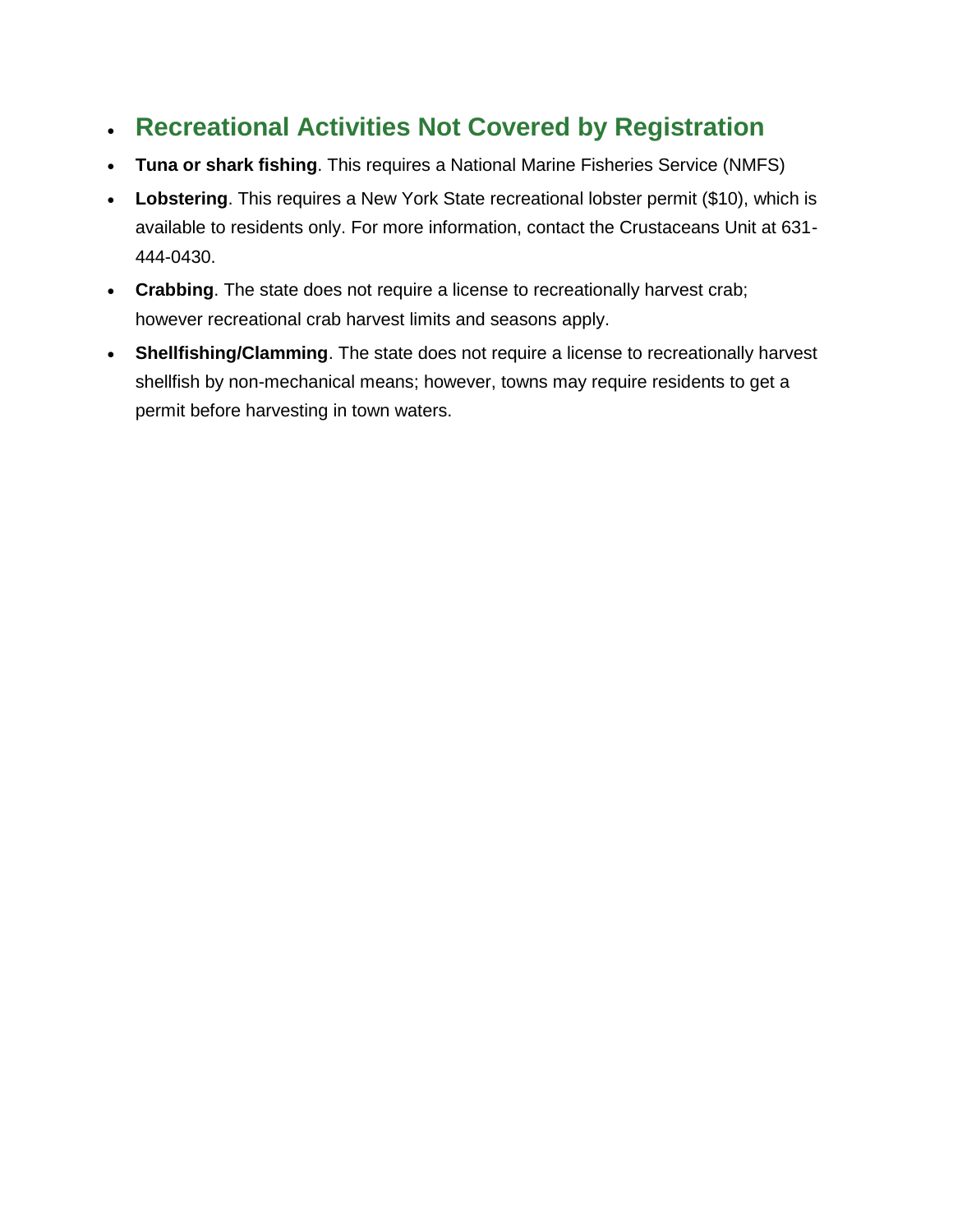- ## Recreational Activities Not Covered by Registration
- **Tuna or shark fishing**. This requires a National Marine Fisheries Service (NMFS)
- **Lobstering**. This requires a New York State recreational lobster permit ($10), which is available to residents only. For more information, contact the Crustaceans Unit at 631-444-0430.
- **Crabbing**. The state does not require a license to recreationally harvest crab; however recreational crab harvest limits and seasons apply.
- **Shellfishing/Clamming**. The state does not require a license to recreationally harvest shellfish by non-mechanical means; however, towns may require residents to get a permit before harvesting in town waters.